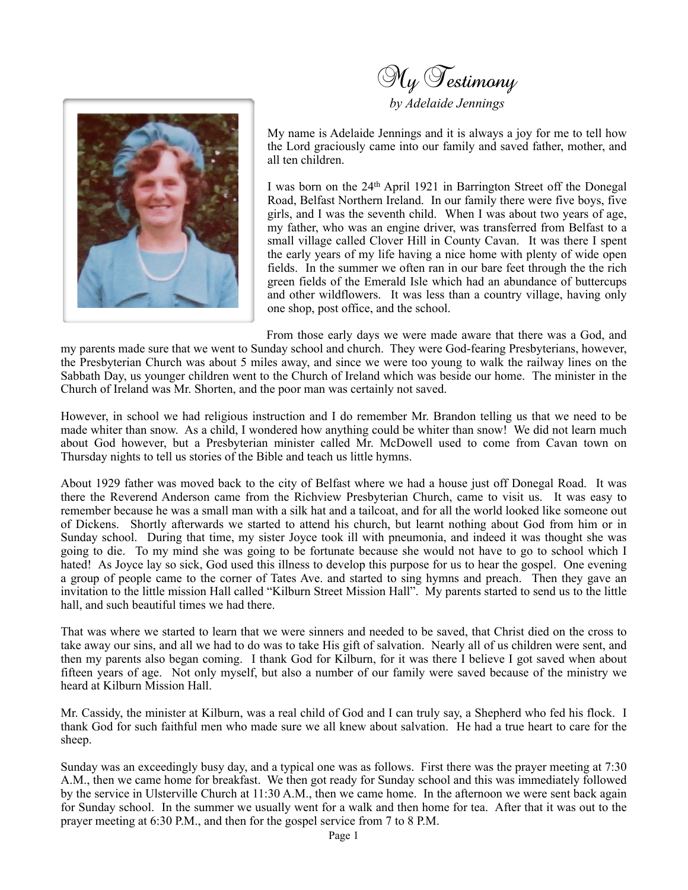# My Testimony

*by Adelaide Jennings*

My name is Adelaide Jennings and it is always a joy for me to tell how the Lord graciously came into our family and saved father, mother, and all ten children.

I was born on the 24th April 1921 in Barrington Street off the Donegal Road, Belfast Northern Ireland. In our family there were five boys, five girls, and I was the seventh child. When I was about two years of age, my father, who was an engine driver, was transferred from Belfast to a small village called Clover Hill in County Cavan. It was there I spent the early years of my life having a nice home with plenty of wide open fields. In the summer we often ran in our bare feet through the the rich green fields of the Emerald Isle which had an abundance of buttercups and other wildflowers. It was less than a country village, having only one shop, post office, and the school.

From those early days we were made aware that there was a God, and my parents made sure that we went to Sunday school and church. They were God-fearing Presbyterians, however, the Presbyterian Church was about 5 miles away, and since we were too young to walk the railway lines on the Sabbath Day, us younger children went to the Church of Ireland which was beside our home. The minister in the Church of Ireland was Mr. Shorten, and the poor man was certainly not saved.

However, in school we had religious instruction and I do remember Mr. Brandon telling us that we need to be made whiter than snow. As a child, I wondered how anything could be whiter than snow! We did not learn much about God however, but a Presbyterian minister called Mr. McDowell used to come from Cavan town on Thursday nights to tell us stories of the Bible and teach us little hymns.

About 1929 father was moved back to the city of Belfast where we had a house just off Donegal Road. It was there the Reverend Anderson came from the Richview Presbyterian Church, came to visit us. It was easy to remember because he was a small man with a silk hat and a tailcoat, and for all the world looked like someone out of Dickens. Shortly afterwards we started to attend his church, but learnt nothing about God from him or in Sunday school. During that time, my sister Joyce took ill with pneumonia, and indeed it was thought she was going to die. To my mind she was going to be fortunate because she would not have to go to school which I hated! As Joyce lay so sick, God used this illness to develop this purpose for us to hear the gospel. One evening a group of people came to the corner of Tates Ave. and started to sing hymns and preach. Then they gave an invitation to the little mission Hall called "Kilburn Street Mission Hall". My parents started to send us to the little hall, and such beautiful times we had there.

That was where we started to learn that we were sinners and needed to be saved, that Christ died on the cross to take away our sins, and all we had to do was to take His gift of salvation. Nearly all of us children were sent, and then my parents also began coming. I thank God for Kilburn, for it was there I believe I got saved when about fifteen years of age. Not only myself, but also a number of our family were saved because of the ministry we heard at Kilburn Mission Hall.

Mr. Cassidy, the minister at Kilburn, was a real child of God and I can truly say, a Shepherd who fed his flock. I thank God for such faithful men who made sure we all knew about salvation. He had a true heart to care for the sheep.

Sunday was an exceedingly busy day, and a typical one was as follows. First there was the prayer meeting at 7:30 A.M., then we came home for breakfast. We then got ready for Sunday school and this was immediately followed by the service in Ulsterville Church at 11:30 A.M., then we came home. In the afternoon we were sent back again for Sunday school. In the summer we usually went for a walk and then home for tea. After that it was out to the prayer meeting at 6:30 P.M., and then for the gospel service from 7 to 8 P.M.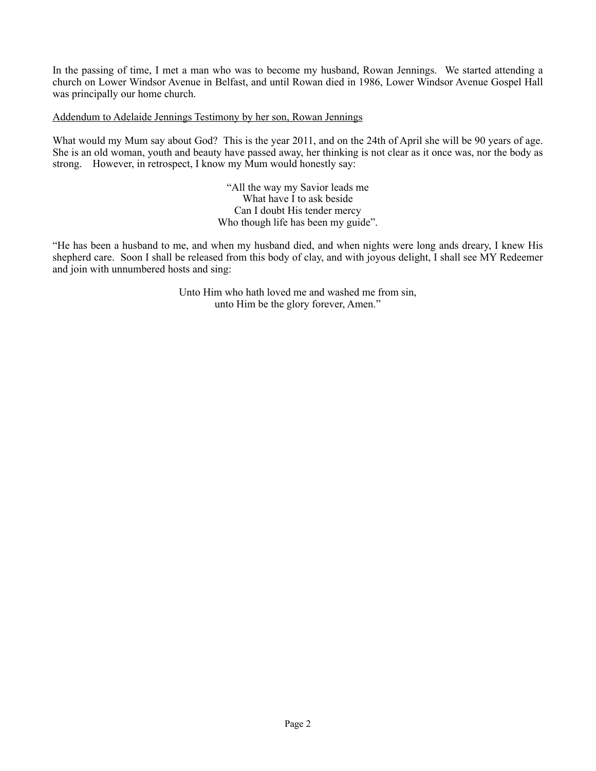In the passing of time, I met a man who was to become my husband, Rowan Jennings. We started attending a church on Lower Windsor Avenue in Belfast, and until Rowan died in 1986, Lower Windsor Avenue Gospel Hall was principally our home church.

<u>Addendum to Adelaide Jennings Testimony by her son, Rowan Jennings</u>

What would my Mum say about God? This is the year 2011, and on the 24th of April she will be 90 years of age. She is an old woman, youth and beauty have passed away, her thinking is not clear as it once was, nor the body as strong. However, in retrospect, I know my Mum would honestly say:

> "All the way my Savior leads me
> What have I to ask beside
> Can I doubt His tender mercy
> Who though life has been my guide".

"He has been a husband to me, and when my husband died, and when nights were long ands dreary, I knew His shepherd care. Soon I shall be released from this body of clay, and with joyous delight, I shall see MY Redeemer and join with unnumbered hosts and sing:

> Unto Him who hath loved me and washed me from sin,
> unto Him be the glory forever, Amen."